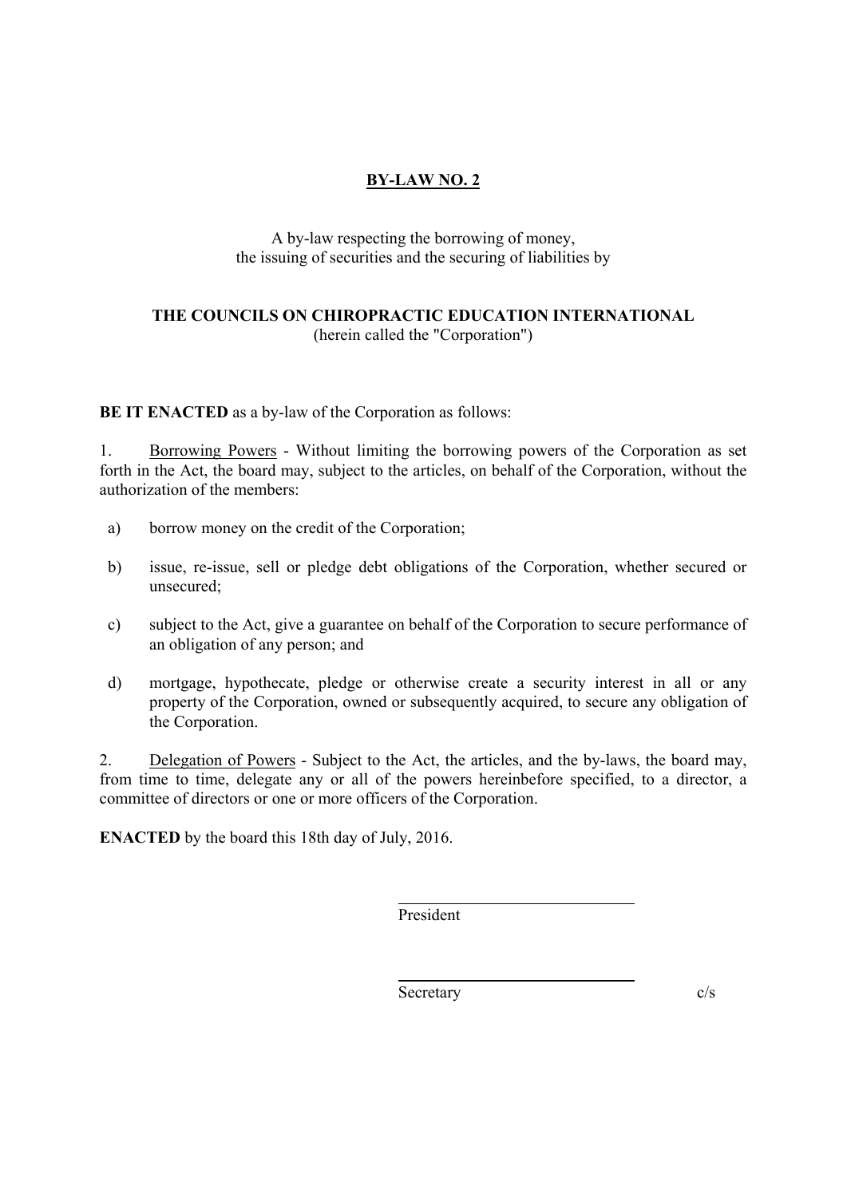# BY-LAW NO. 2

A by-law respecting the borrowing of money,
the issuing of securities and the securing of liabilities by

**THE COUNCILS ON CHIROPRACTIC EDUCATION INTERNATIONAL**
(herein called the "Corporation")

**BE IT ENACTED** as a by-law of the Corporation as follows:

1. Borrowing Powers - Without limiting the borrowing powers of the Corporation as set forth in the Act, the board may, subject to the articles, on behalf of the Corporation, without the authorization of the members:

   a) borrow money on the credit of the Corporation;

   b) issue, re-issue, sell or pledge debt obligations of the Corporation, whether secured or unsecured;

   c) subject to the Act, give a guarantee on behalf of the Corporation to secure performance of an obligation of any person; and

   d) mortgage, hypothecate, pledge or otherwise create a security interest in all or any property of the Corporation, owned or subsequently acquired, to secure any obligation of the Corporation.

2. Delegation of Powers - Subject to the Act, the articles, and the by-laws, the board may, from time to time, delegate any or all of the powers hereinbefore specified, to a director, a committee of directors or one or more officers of the Corporation.

**ENACTED** by the board this 18th day of July, 2016.

President

Secretary c/s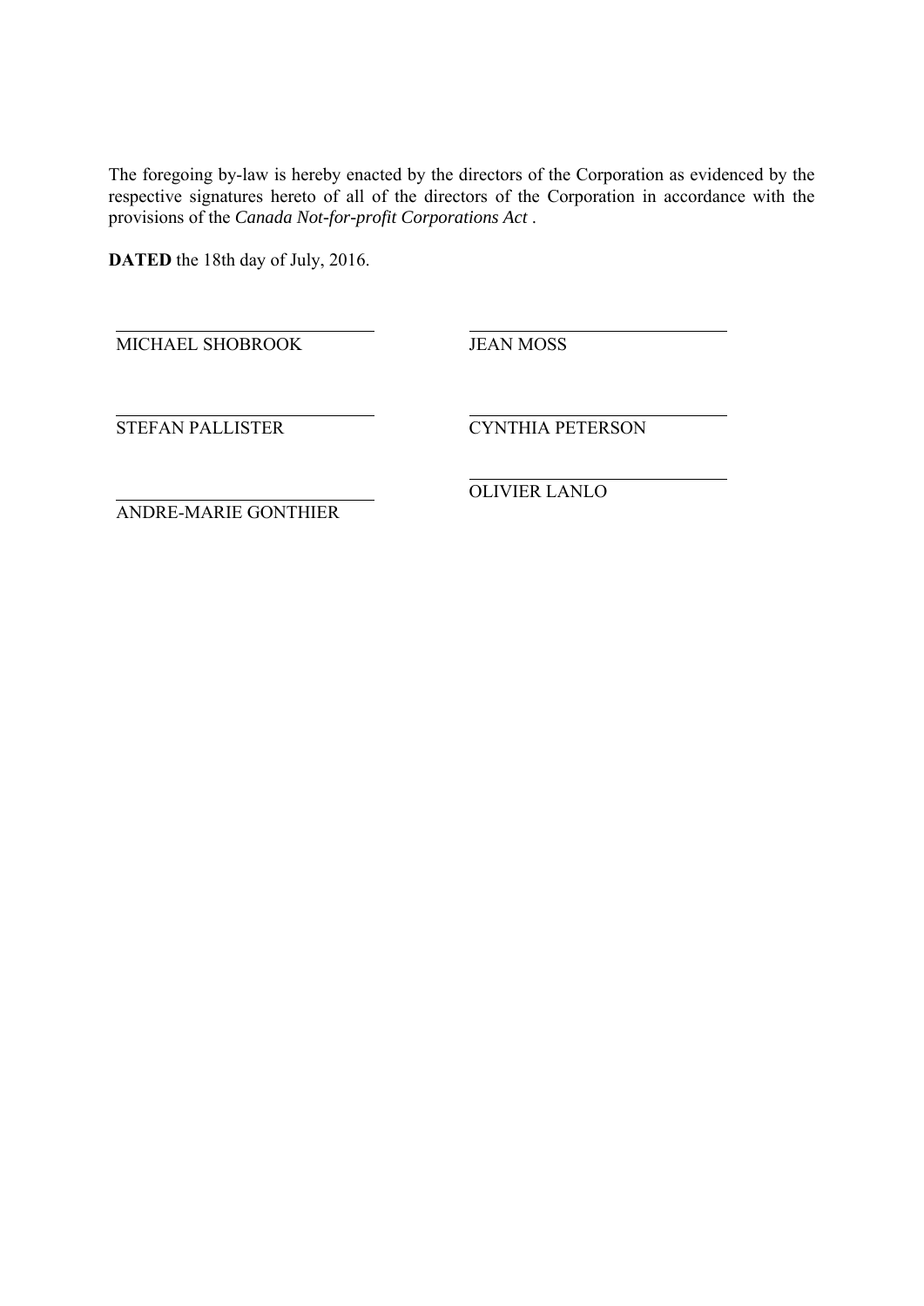The foregoing by-law is hereby enacted by the directors of the Corporation as evidenced by the respective signatures hereto of all of the directors of the Corporation in accordance with the provisions of the *Canada Not-for-profit Corporations Act* .

**DATED** the 18th day of July, 2016.

| | |
|---|---|
| MICHAEL SHOBROOK | JEAN MOSS |
| STEFAN PALLISTER | CYNTHIA PETERSON |
| ANDRE-MARIE GONTHIER | OLIVIER LANLO |